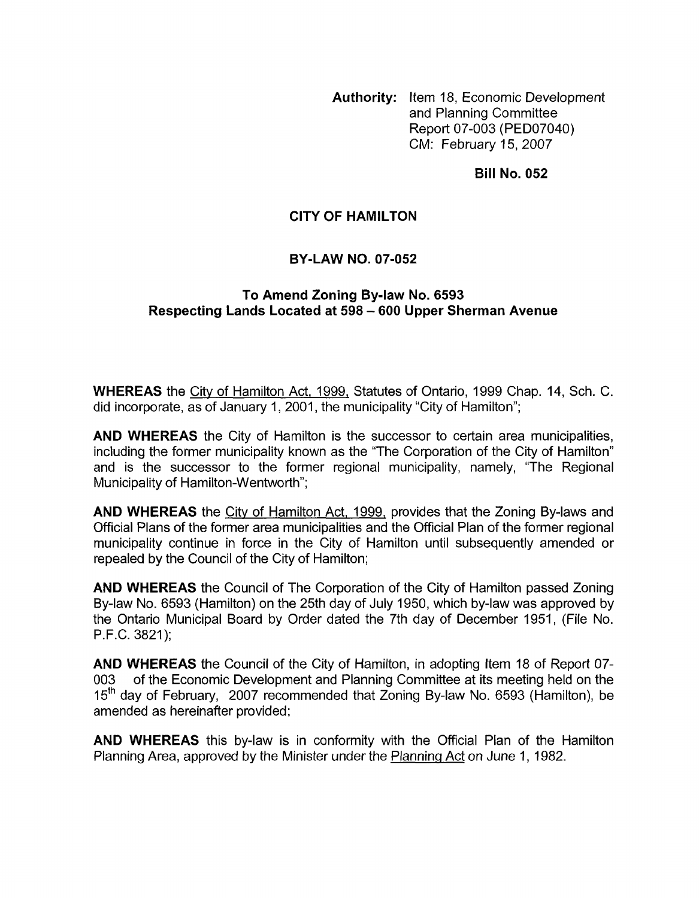**Authority:** Item 18, Economic Development and Planning Committee Report 07-003 (PED07040) CM: February 15, 2007

**Bill No. 052**

# CITY OF HAMILTON

## BY-LAW NO. 07-052

### To Amend Zoning By-law No. 6593 Respecting Lands Located at 598 – 600 Upper Sherman Avenue

**WHEREAS** the City of Hamilton Act, 1999, Statutes of Ontario, 1999 Chap. 14, Sch. C. did incorporate, as of January 1, 2001, the municipality "City of Hamilton";

**AND WHEREAS** the City of Hamilton is the successor to certain area municipalities, including the former municipality known as the "The Corporation of the City of Hamilton" and is the successor to the former regional municipality, namely, "The Regional Municipality of Hamilton-Wentworth";

**AND WHEREAS** the City of Hamilton Act, 1999, provides that the Zoning By-laws and Official Plans of the former area municipalities and the Official Plan of the former regional municipality continue in force in the City of Hamilton until subsequently amended or repealed by the Council of the City of Hamilton;

**AND WHEREAS** the Council of The Corporation of the City of Hamilton passed Zoning By-law No. 6593 (Hamilton) on the 25th day of July 1950, which by-law was approved by the Ontario Municipal Board by Order dated the 7th day of December 1951, (File No. P.F.C. 3821);

**AND WHEREAS** the Council of the City of Hamilton, in adopting Item 18 of Report 07-003 of the Economic Development and Planning Committee at its meeting held on the 15th day of February, 2007 recommended that Zoning By-law No. 6593 (Hamilton), be amended as hereinafter provided;

**AND WHEREAS** this by-law is in conformity with the Official Plan of the Hamilton Planning Area, approved by the Minister under the Planning Act on June 1, 1982.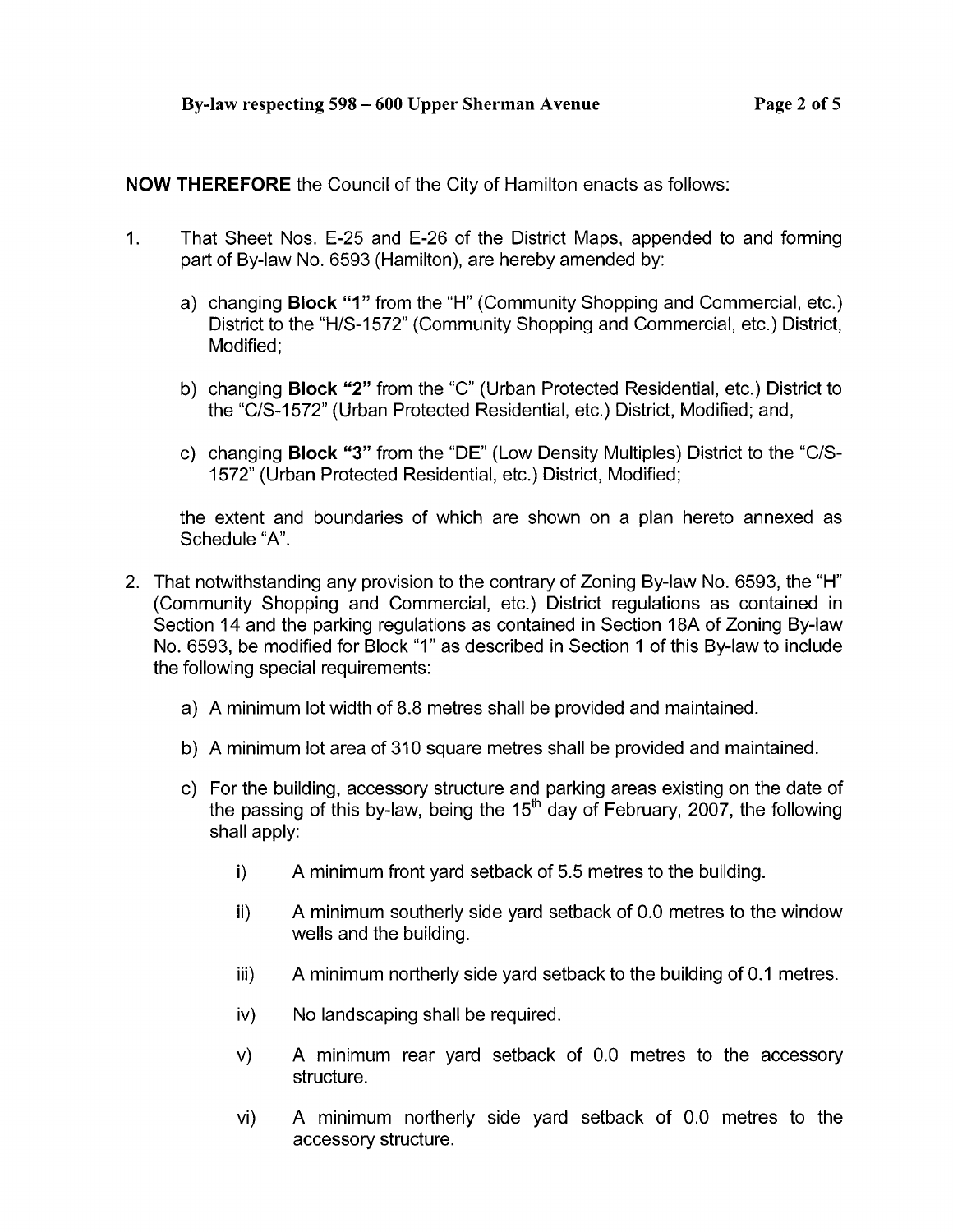**NOW THEREFORE** the Council of the City of Hamilton enacts as follows:

1. That Sheet Nos. E-25 and E-26 of the District Maps, appended to and forming part of By-law No. 6593 (Hamilton), are hereby amended by:

   a) changing **Block "1"** from the "H" (Community Shopping and Commercial, etc.) District to the "H/S-1572" (Community Shopping and Commercial, etc.) District, Modified;

   b) changing **Block "2"** from the "C" (Urban Protected Residential, etc.) District to the "C/S-1572" (Urban Protected Residential, etc.) District, Modified; and,

   c) changing **Block "3"** from the "DE" (Low Density Multiples) District to the "C/S-1572" (Urban Protected Residential, etc.) District, Modified;

   the extent and boundaries of which are shown on a plan hereto annexed as Schedule "A".

2. That notwithstanding any provision to the contrary of Zoning By-law No. 6593, the "H" (Community Shopping and Commercial, etc.) District regulations as contained in Section 14 and the parking regulations as contained in Section 18A of Zoning By-law No. 6593, be modified for Block "1" as described in Section 1 of this By-law to include the following special requirements:

   a) A minimum lot width of 8.8 metres shall be provided and maintained.

   b) A minimum lot area of 310 square metres shall be provided and maintained.

   c) For the building, accessory structure and parking areas existing on the date of the passing of this by-law, being the 15th day of February, 2007, the following shall apply:

      i) A minimum front yard setback of 5.5 metres to the building.

      ii) A minimum southerly side yard setback of 0.0 metres to the window wells and the building.

      iii) A minimum northerly side yard setback to the building of 0.1 metres.

      iv) No landscaping shall be required.

      v) A minimum rear yard setback of 0.0 metres to the accessory structure.

      vi) A minimum northerly side yard setback of 0.0 metres to the accessory structure.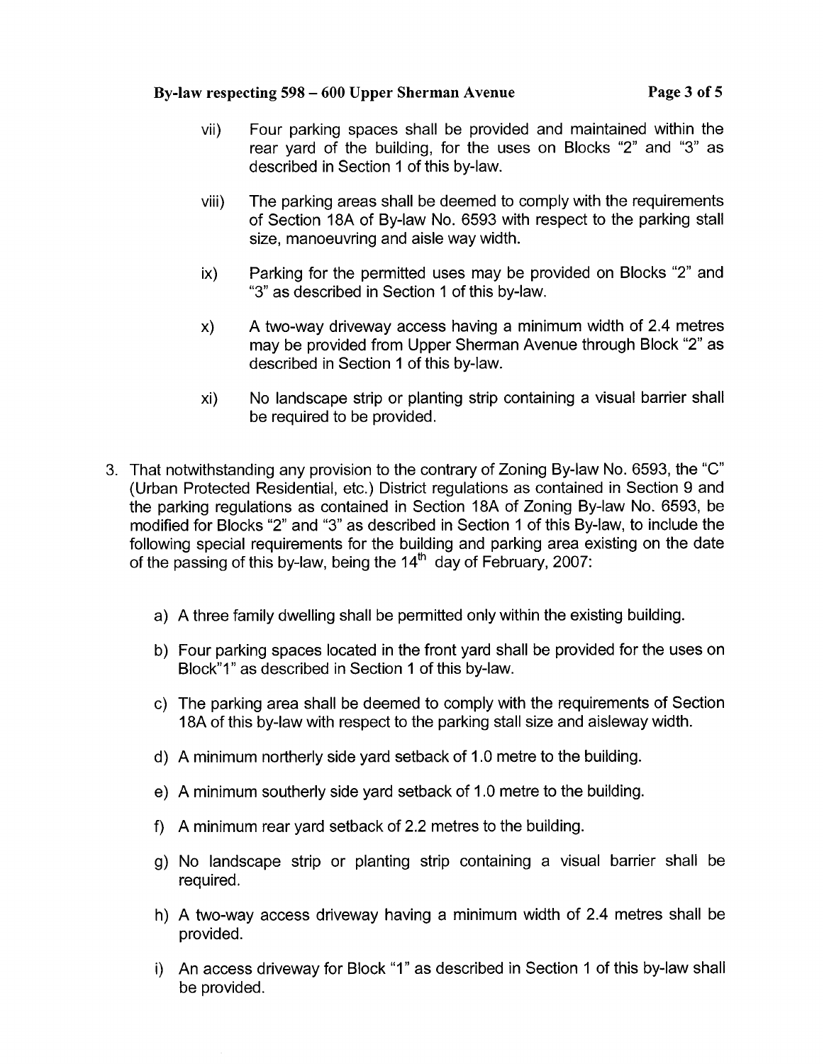vii) Four parking spaces shall be provided and maintained within the rear yard of the building, for the uses on Blocks “2” and “3” as described in Section 1 of this by-law.

viii) The parking areas shall be deemed to comply with the requirements of Section 18A of By-law No. 6593 with respect to the parking stall size, manoeuvring and aisle way width.

ix) Parking for the permitted uses may be provided on Blocks “2” and “3” as described in Section 1 of this by-law.

x) A two-way driveway access having a minimum width of 2.4 metres may be provided from Upper Sherman Avenue through Block “2” as described in Section 1 of this by-law.

xi) No landscape strip or planting strip containing a visual barrier shall be required to be provided.

3. That notwithstanding any provision to the contrary of Zoning By-law No. 6593, the “C” (Urban Protected Residential, etc.) District regulations as contained in Section 9 and the parking regulations as contained in Section 18A of Zoning By-law No. 6593, be modified for Blocks “2” and “3” as described in Section 1 of this By-law, to include the following special requirements for the building and parking area existing on the date of the passing of this by-law, being the 14th day of February, 2007:

   a) A three family dwelling shall be permitted only within the existing building.

   b) Four parking spaces located in the front yard shall be provided for the uses on Block”1” as described in Section 1 of this by-law.

   c) The parking area shall be deemed to comply with the requirements of Section 18A of this by-law with respect to the parking stall size and aisleway width.

   d) A minimum northerly side yard setback of 1.0 metre to the building.

   e) A minimum southerly side yard setback of 1.0 metre to the building.

   f) A minimum rear yard setback of 2.2 metres to the building.

   g) No landscape strip or planting strip containing a visual barrier shall be required.

   h) A two-way access driveway having a minimum width of 2.4 metres shall be provided.

   i) An access driveway for Block “1” as described in Section 1 of this by-law shall be provided.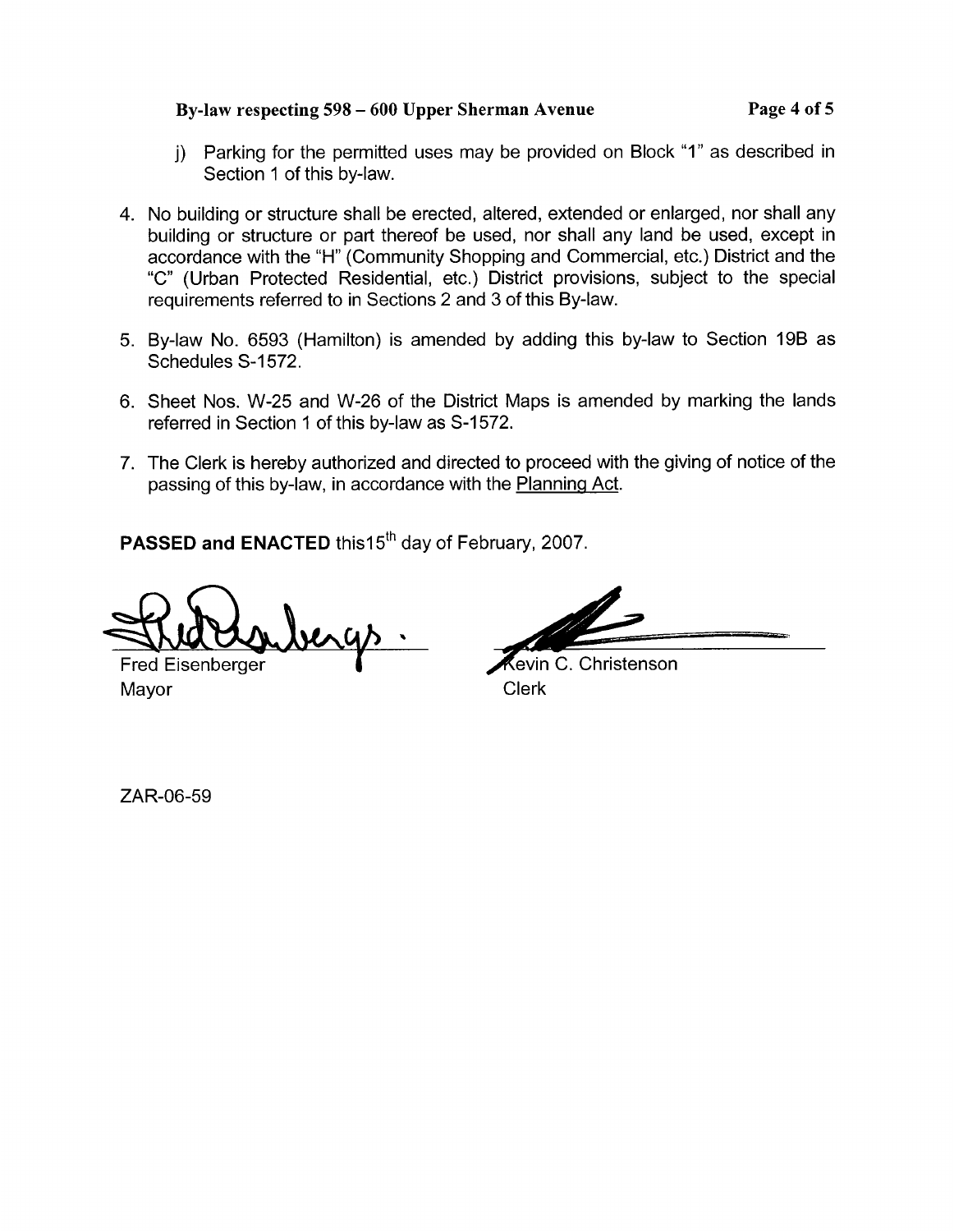j) Parking for the permitted uses may be provided on Block "1" as described in Section 1 of this by-law.

4. No building or structure shall be erected, altered, extended or enlarged, nor shall any building or structure or part thereof be used, nor shall any land be used, except in accordance with the "H" (Community Shopping and Commercial, etc.) District and the "C" (Urban Protected Residential, etc.) District provisions, subject to the special requirements referred to in Sections 2 and 3 of this By-law.

5. By-law No. 6593 (Hamilton) is amended by adding this by-law to Section 19B as Schedules S-1572.

6. Sheet Nos. W-25 and W-26 of the District Maps is amended by marking the lands referred in Section 1 of this by-law as S-1572.

7. The Clerk is hereby authorized and directed to proceed with the giving of notice of the passing of this by-law, in accordance with the Planning Act.

**PASSED and ENACTED** this15th day of February, 2007.

Fred Eisenberger
Mayor

Kevin C. Christenson
Clerk

ZAR-06-59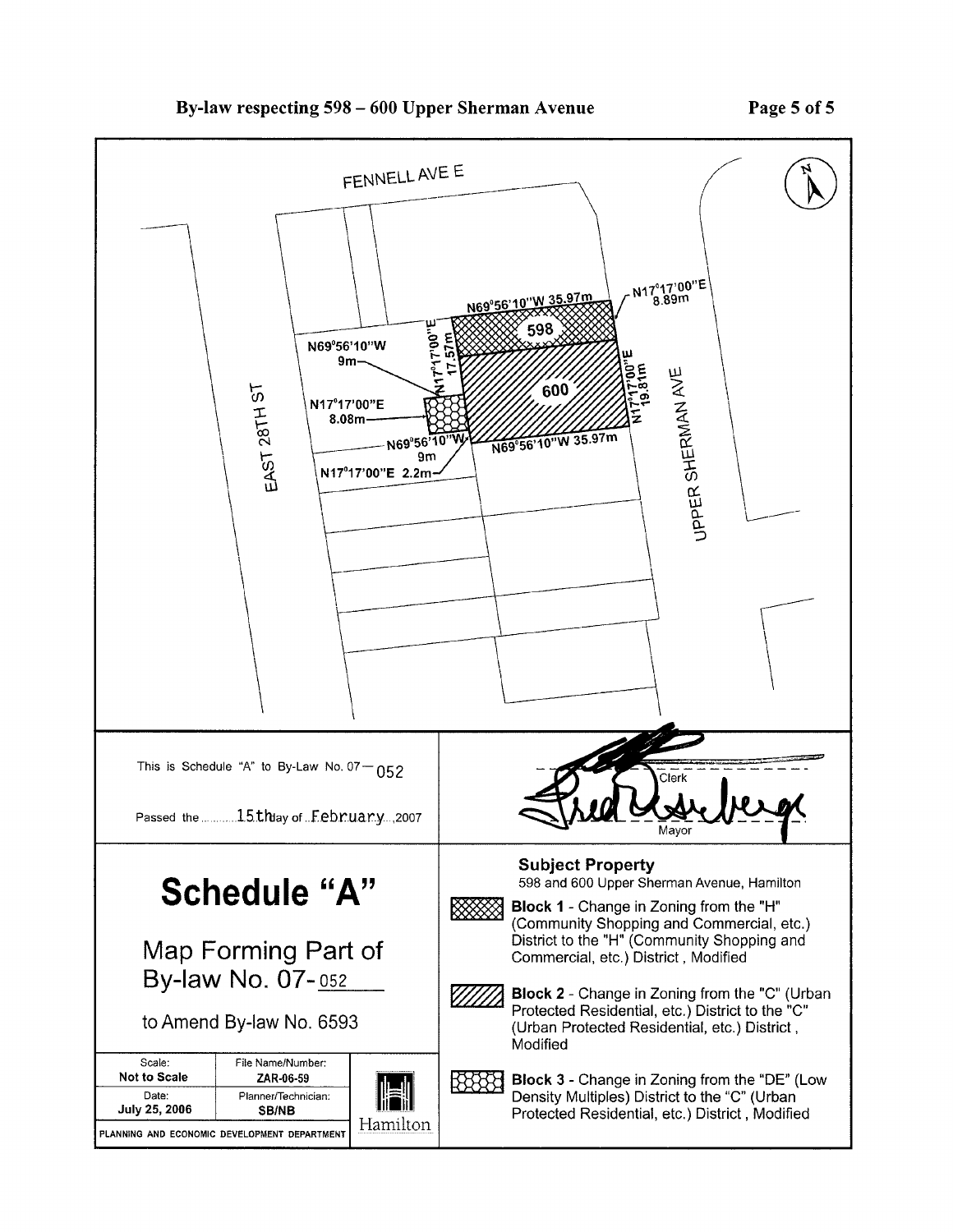**By-law respecting 598 – 600 Upper Sherman Avenue**

FENNELL AVE E

EAST 28TH ST

UPPER SHERMAN AVE

N69°56'10"W 35.97m

N17°17'00"E 8.89m

598

600

N17°17'00"E 17.57m

N69°56'10"W 9m

N17°17'00"E 19.81m

N17°17'00"E 8.08m

N69°56'10"W 9m

N69°56'10"W 35.97m

N17°17'00"E 2.2m

This is Schedule "A" to By-Law No. 07 – 052

Passed the 15th day of February, 2007

Clerk

Mayor

# Schedule "A"

## Map Forming Part of By-law No. 07- 052

to Amend By-law No. 6593

| | |
|---|---|
| Scale: **Not to Scale** | File Name/Number: **ZAR-06-59** |
| Date: **July 25, 2006** | Planner/Technician: **SB/NB** |

PLANNING AND ECONOMIC DEVELOPMENT DEPARTMENT

Hamilton

**Subject Property**

598 and 600 Upper Sherman Avenue, Hamilton

**Block 1** - Change in Zoning from the "H" (Community Shopping and Commercial, etc.) District to the "H" (Community Shopping and Commercial, etc.) District, Modified

**Block 2** - Change in Zoning from the "C" (Urban Protected Residential, etc.) District to the "C" (Urban Protected Residential, etc.) District, Modified

**Block 3** - Change in Zoning from the "DE" (Low Density Multiples) District to the "C" (Urban Protected Residential, etc.) District, Modified